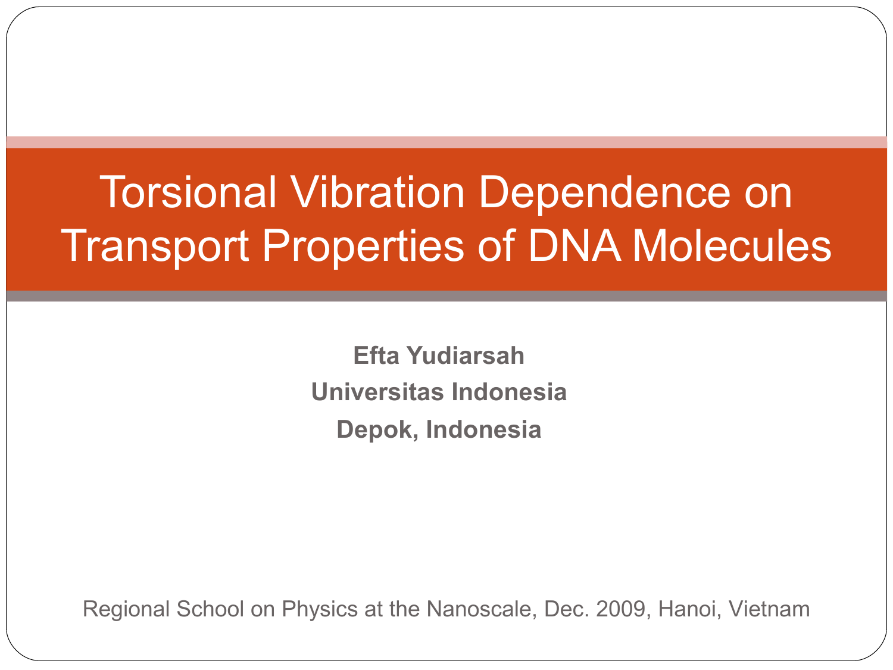# Torsional Vibration Dependence on Transport Properties of DNA Molecules

**Efta Yudiarsah**

**Universitas Indonesia**

**Depok, Indonesia**

Regional School on Physics at the Nanoscale, Dec. 2009, Hanoi, Vietnam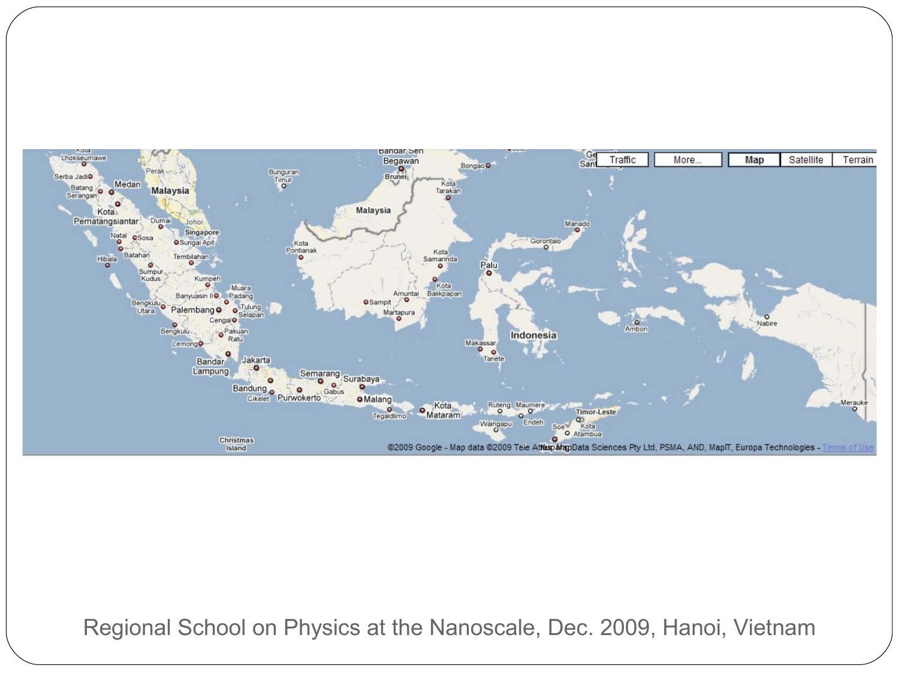Regional School on Physics at the Nanoscale, Dec. 2009, Hanoi, Vietnam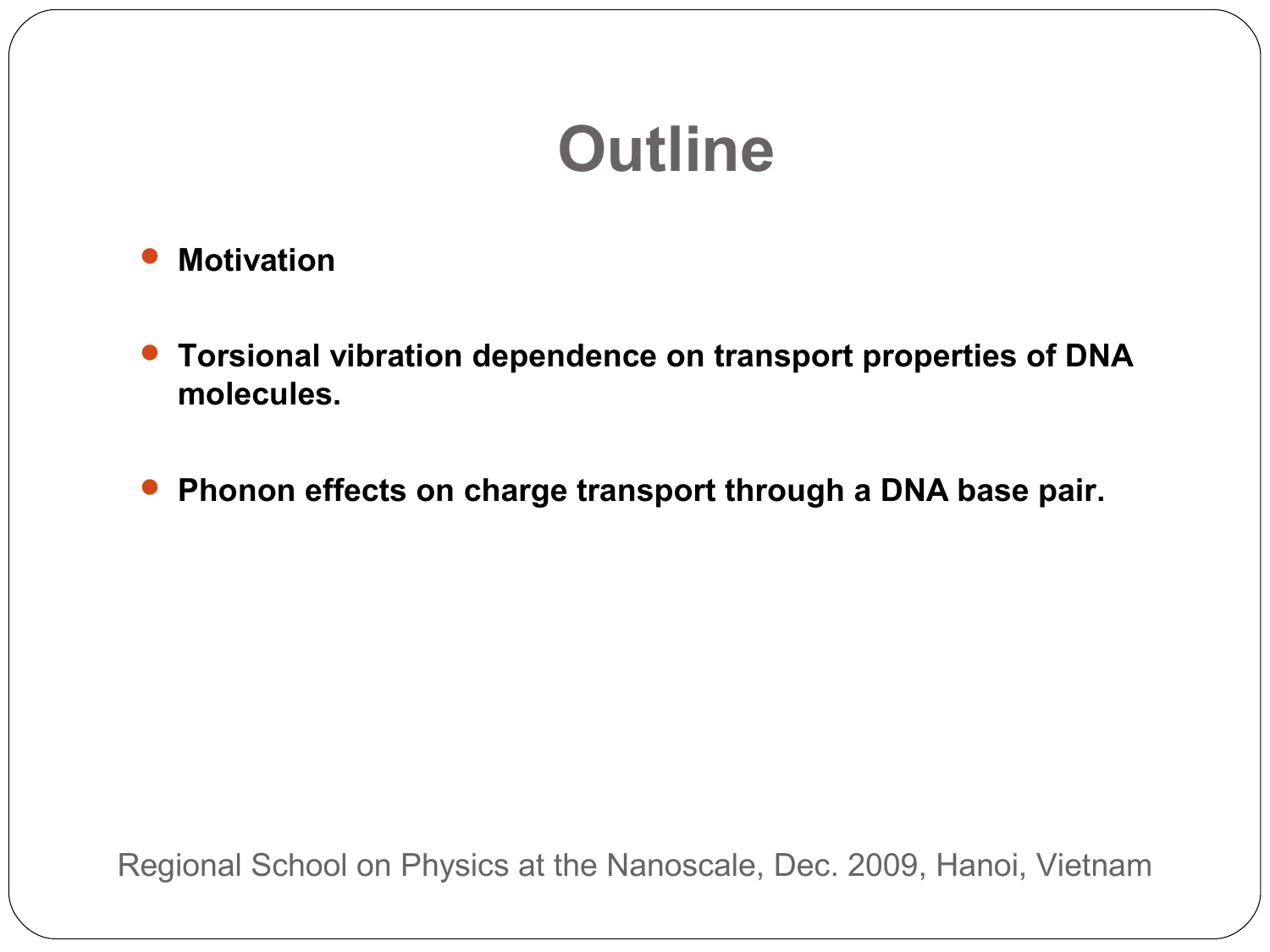# Outline

- **Motivation**
- **Torsional vibration dependence on transport properties of DNA molecules.**
- **Phonon effects on charge transport through a DNA base pair.**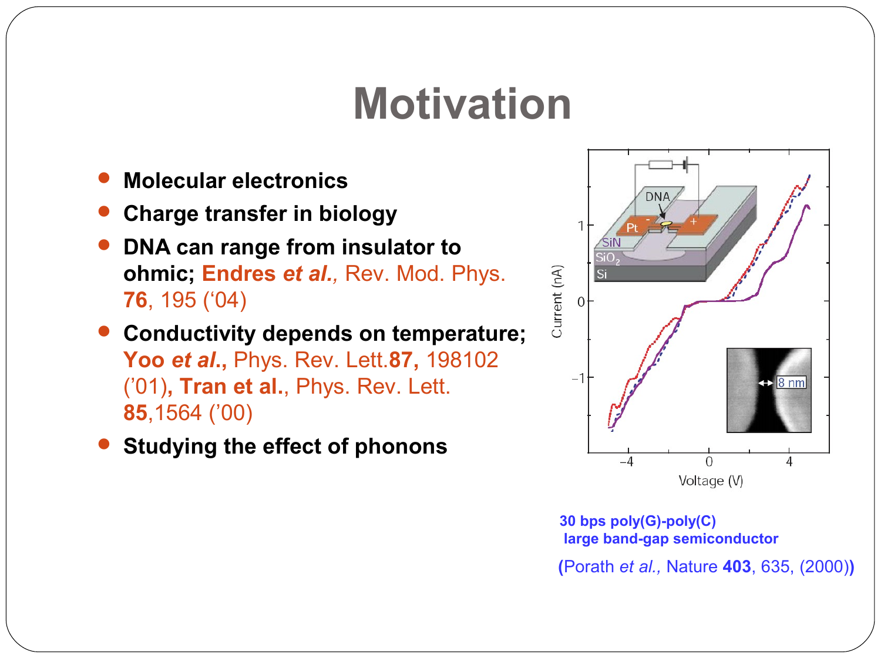# Motivation

- **Molecular electronics**
- **Charge transfer in biology**
- **DNA can range from insulator to ohmic; Endres *et al.*,** Rev. Mod. Phys. **76**, 195 ('04)
- **Conductivity depends on temperature; Yoo *et al*.,** Phys. Rev. Lett.**87,** 198102 ('01)**, Tran et al.**, Phys. Rev. Lett. **85**,1564 ('00)
- **Studying the effect of phonons**

DNA
Pt
-
+
SiN
$SiO_2$
Si
8 nm
Current (nA)
1
0
−1
−4
0
4
Voltage (V)

**30 bps poly(G)-poly(C)**
**large band-gap semiconductor**

(Porath *et al.*, Nature **403**, 635, (2000))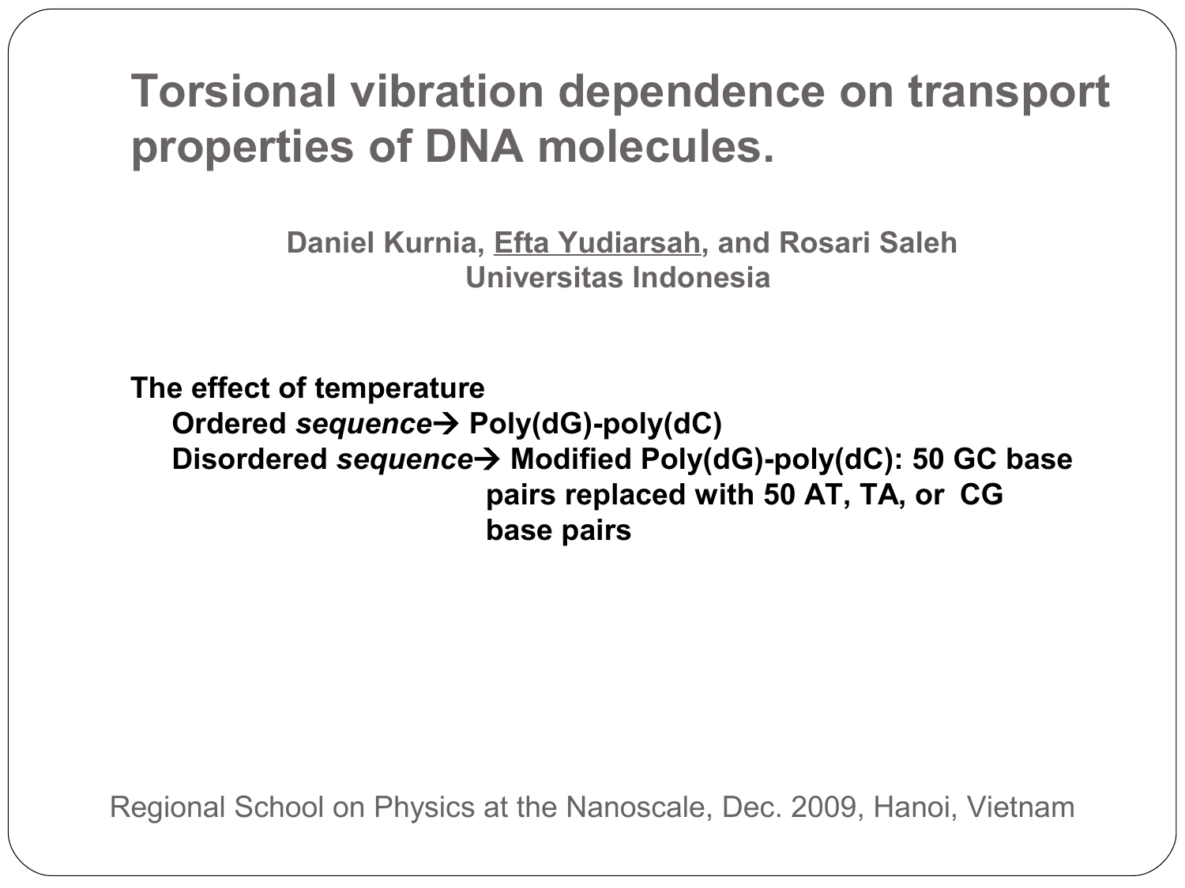# Torsional vibration dependence on transport properties of DNA molecules.

**Daniel Kurnia, <u>Efta Yudiarsah</u>, and Rosari Saleh**
**Universitas Indonesia**

**The effect of temperature**

- **Ordered *sequence*→ Poly(dG)-poly(dC)**
- **Disordered *sequence*→ Modified Poly(dG)-poly(dC): 50 GC base pairs replaced with 50 AT, TA, or CG base pairs**

Regional School on Physics at the Nanoscale, Dec. 2009, Hanoi, Vietnam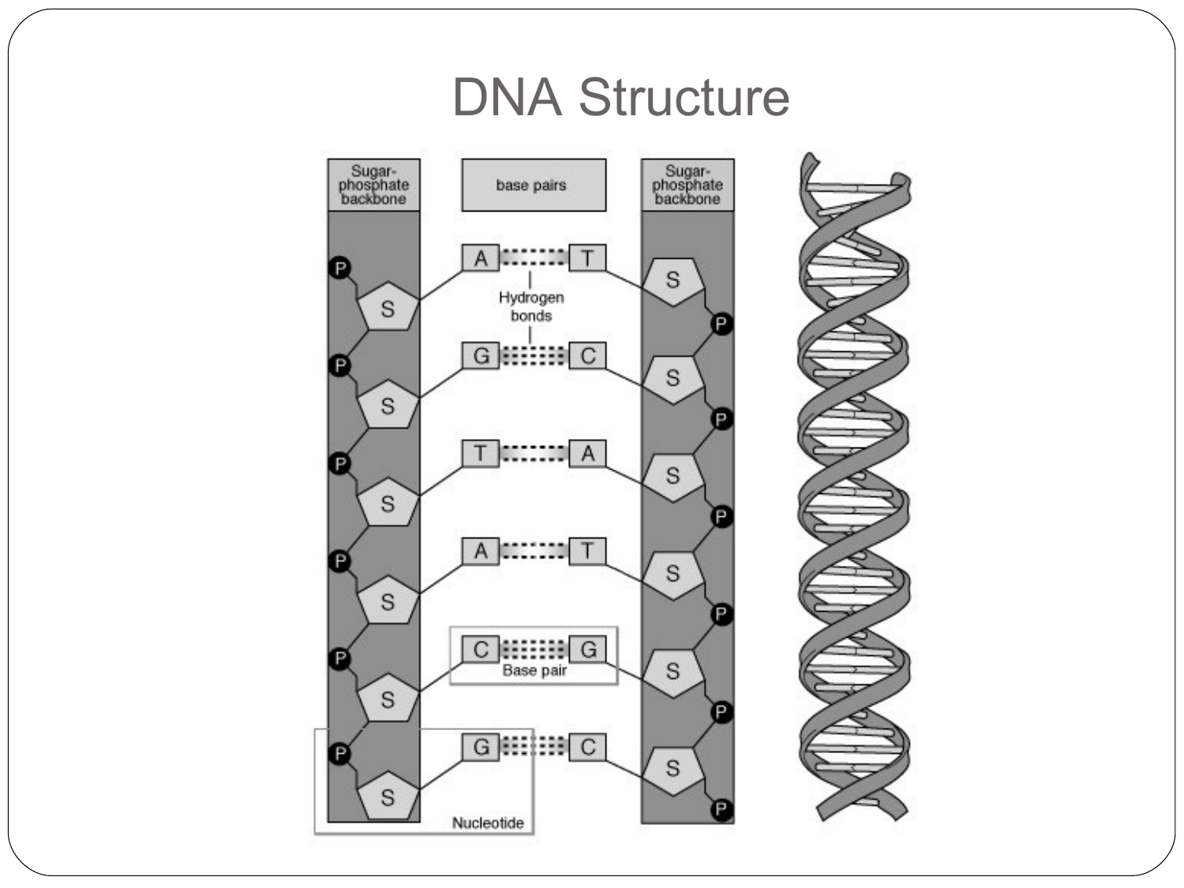# DNA Structure

Sugar-phosphate backbone

base pairs

Sugar-phosphate backbone

A T

Hydrogen bonds

G C

T A

A T

C G

Base pair

G C

Nucleotide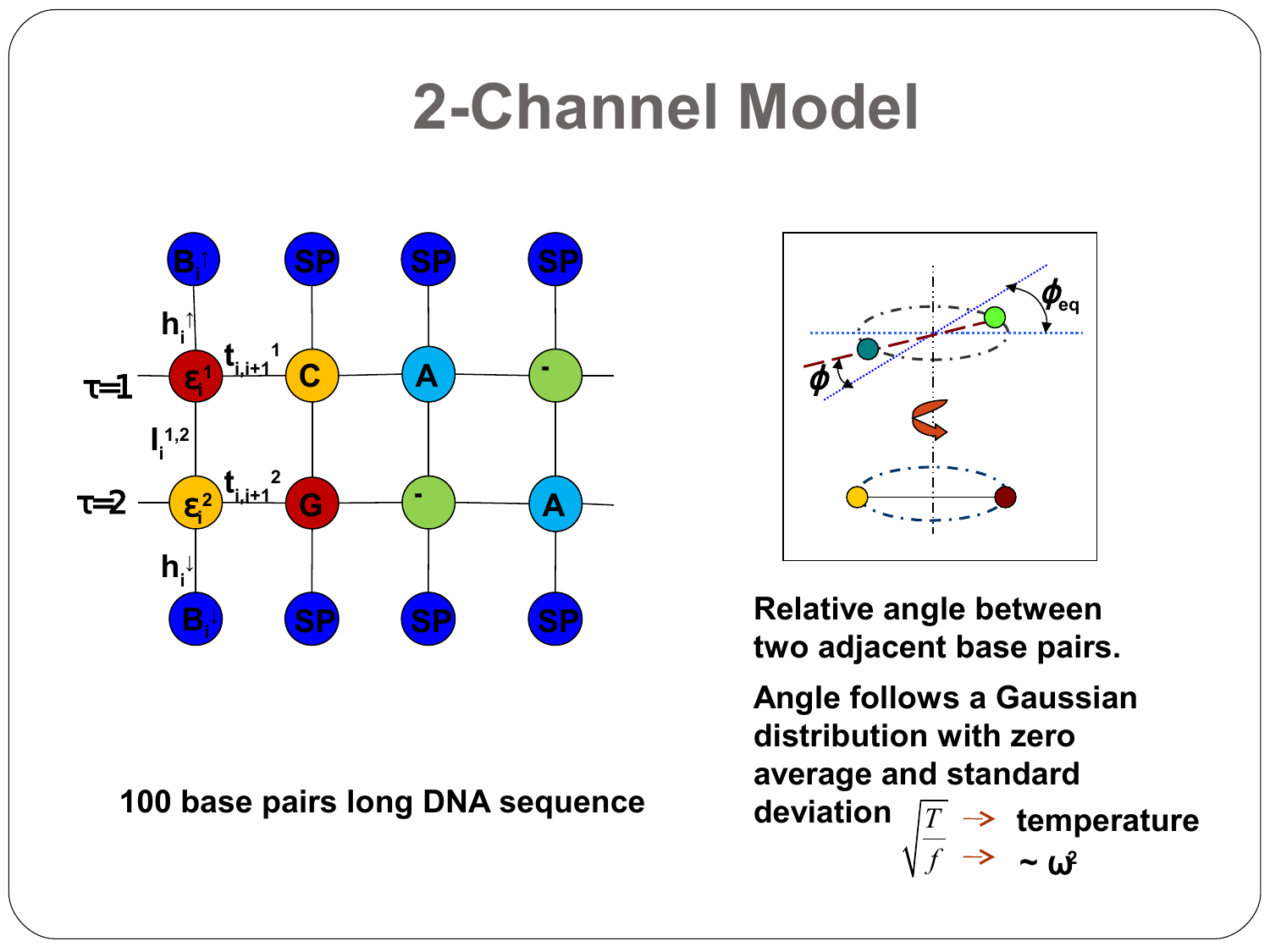# 2-Channel Model

100 base pairs long DNA sequence

Relative angle between two adjacent base pairs.

Angle follows a Gaussian distribution with zero average and standard deviation $\sqrt{\frac{T}{f}}$ → temperature, → $\sim \omega^2$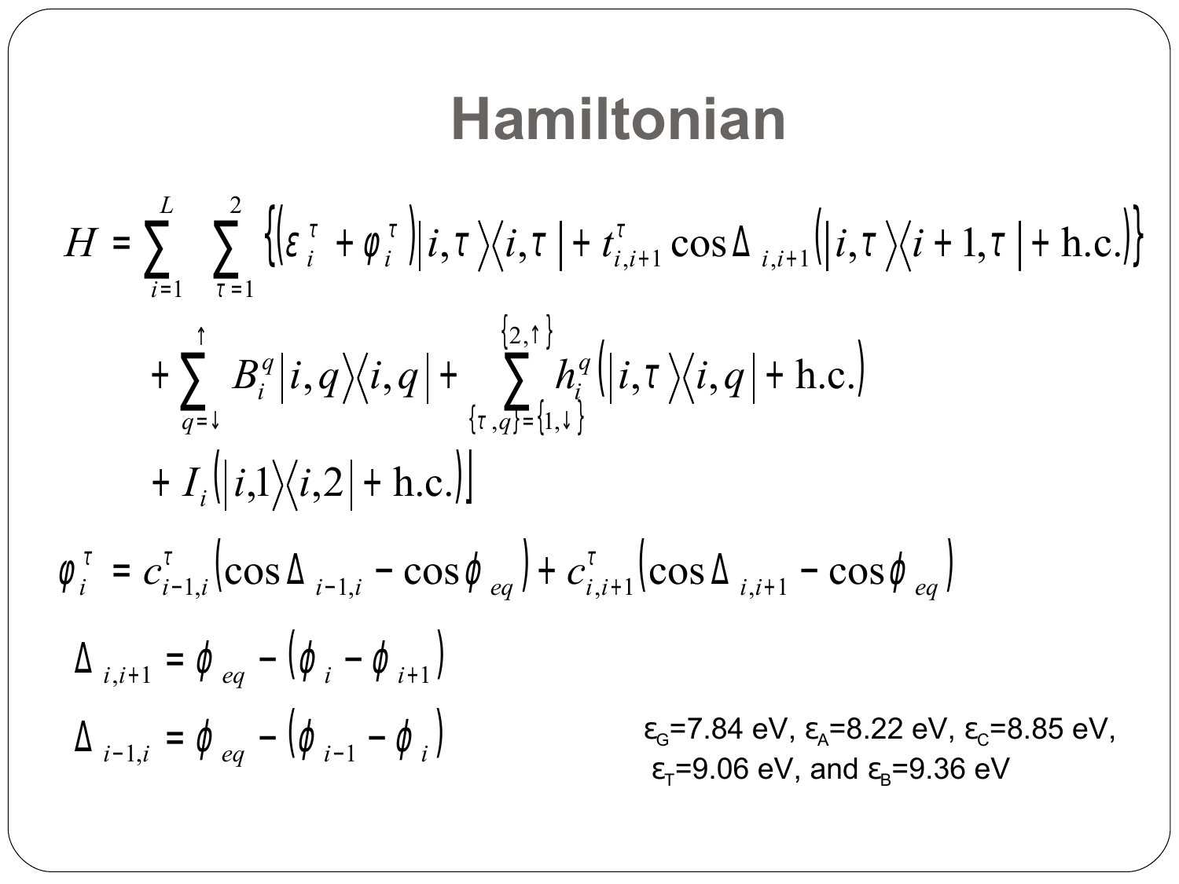# Hamiltonian

$$H = \sum_{i=1}^{L} \sum_{\tau=1}^{2} \left\{ \left( \varepsilon_i^\tau + \varphi_i^\tau \right) |i,\tau\rangle\langle i,\tau| + t_{i,i+1}^\tau \cos\Delta_{i,i+1} \left( |i,\tau\rangle\langle i+1,\tau| + \text{h.c.} \right) \right\}$$

$$+ \sum_{q=\downarrow}^{\uparrow} B_i^q |i,q\rangle\langle i,q| + \sum_{\{\tau,q\}=\{1,\downarrow\}}^{\{2,\uparrow\}} h_i^q \left( |i,\tau\rangle\langle i,q| + \text{h.c.} \right)$$

$$+ I_i \left( |i,1\rangle\langle i,2| + \text{h.c.} \right) \Big]$$

$$\varphi_i^\tau = c_{i-1,i}^\tau \left( \cos\Delta_{i-1,i} - \cos\phi_{eq} \right) + c_{i,i+1}^\tau \left( \cos\Delta_{i,i+1} - \cos\phi_{eq} \right)$$

$$\Delta_{i,i+1} = \phi_{eq} - \left( \phi_i - \phi_{i+1} \right)$$

$$\Delta_{i-1,i} = \phi_{eq} - \left( \phi_{i-1} - \phi_i \right)$$

$\varepsilon_G$=7.84 eV, $\varepsilon_A$=8.22 eV, $\varepsilon_C$=8.85 eV, $\varepsilon_T$=9.06 eV, and $\varepsilon_B$=9.36 eV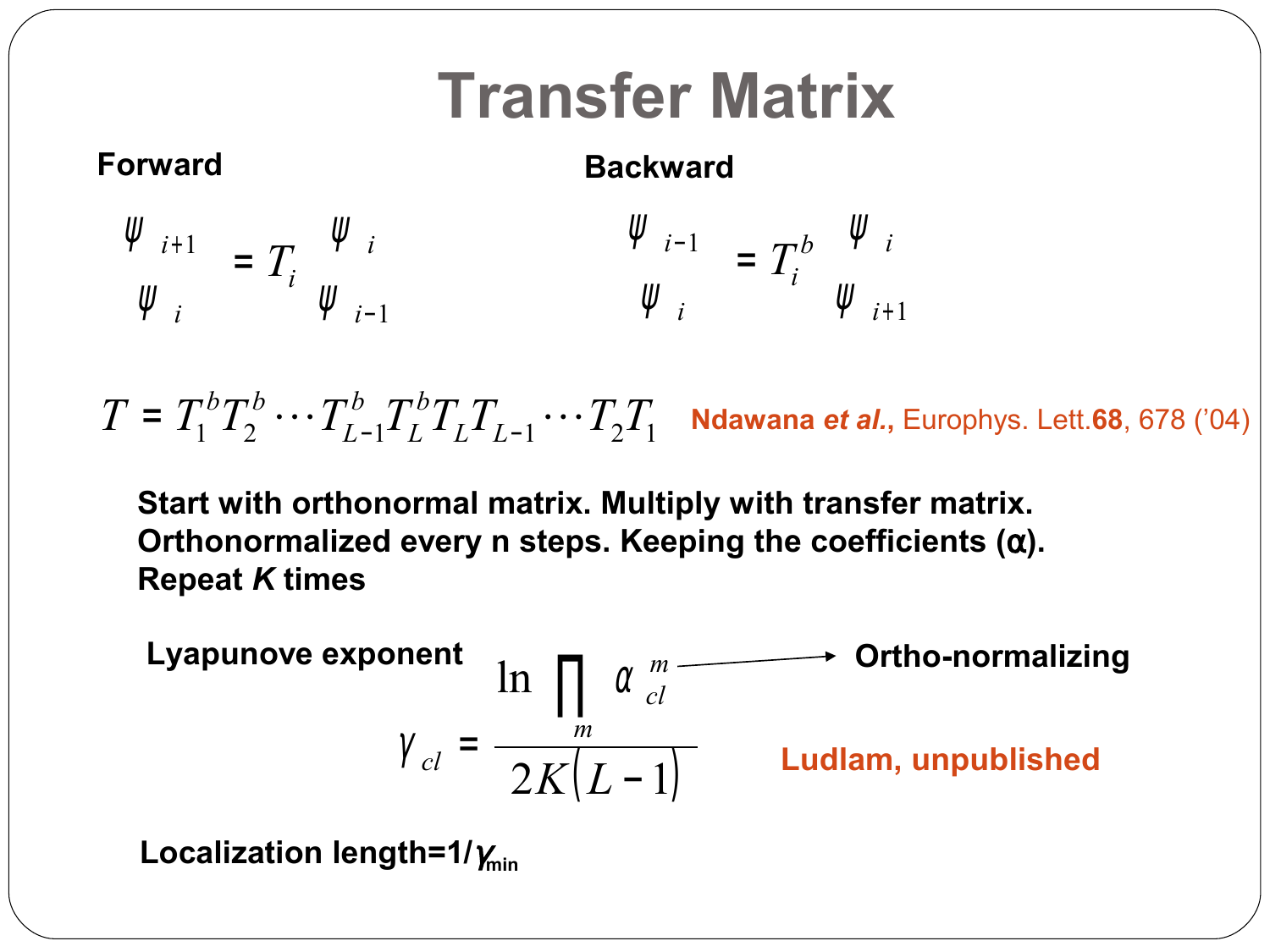# Transfer Matrix

**Forward**

$$\begin{pmatrix} \psi_{i+1} \\ \psi_i \end{pmatrix} = T_i \begin{pmatrix} \psi_i \\ \psi_{i-1} \end{pmatrix}$$

**Backward**

$$\begin{pmatrix} \psi_{i-1} \\ \psi_i \end{pmatrix} = T_i^b \begin{pmatrix} \psi_i \\ \psi_{i+1} \end{pmatrix}$$

$$T = T_1^b T_2^b \cdots T_{L-1}^b T_L^b T_L T_{L-1} \cdots T_2 T_1$$

**Ndawana *et al.*,** Europhys. Lett.**68**, 678 ('04)

**Start with orthonormal matrix. Multiply with transfer matrix. Orthonormalized every n steps. Keeping the coefficients (α). Repeat *K* times**

**Lyapunove exponent**

$$\gamma_{cl} = \frac{\ln \prod_m \alpha_{cl}^m}{2K(L-1)}$$

**Ortho-normalizing**

**Ludlam, unpublished**

**Localization length=1/$\gamma_{\min}$**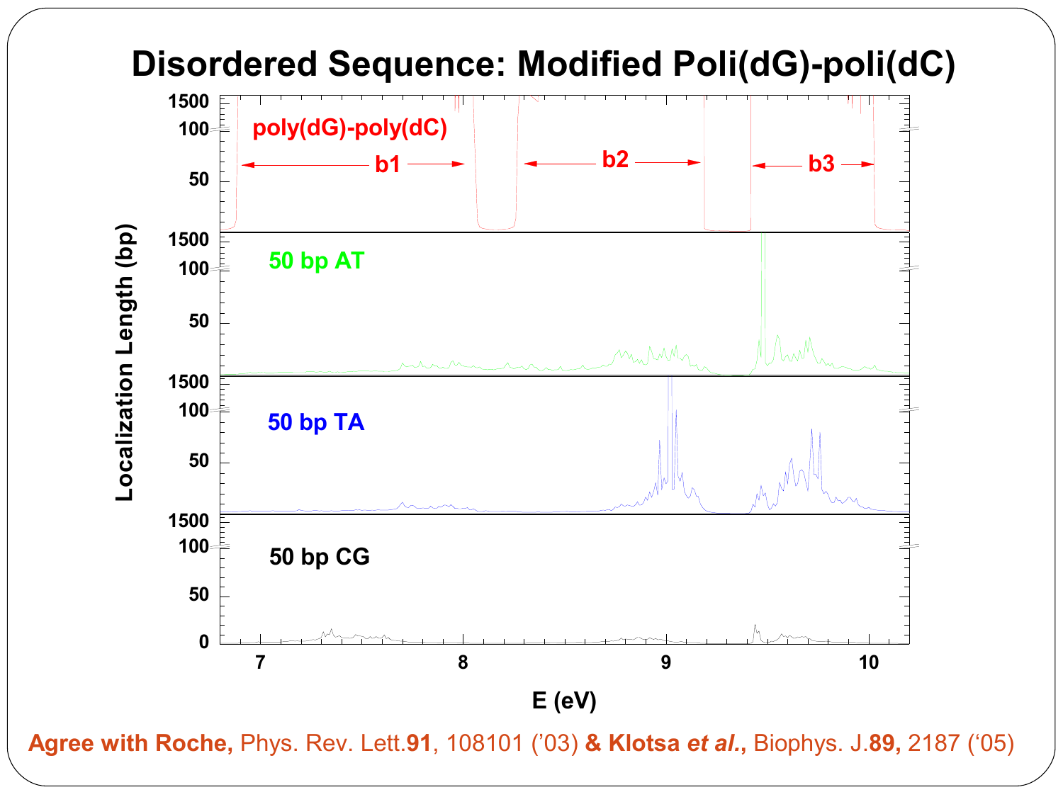# Disordered Sequence: Modified Poli(dG)-poli(dC)

poly(dG)-poly(dC)

b1

b2

b3

50 bp AT

50 bp TA

50 bp CG

Localization Length (bp)

1500
100
50

1500
100
50

1500
100
50

1500
100
50
0

7
8
9
10

E (eV)

**Agree with Roche,** Phys. Rev. Lett.**91**, 108101 ('03) **& Klotsa *et al.*,** Biophys. J.**89,** 2187 ('05)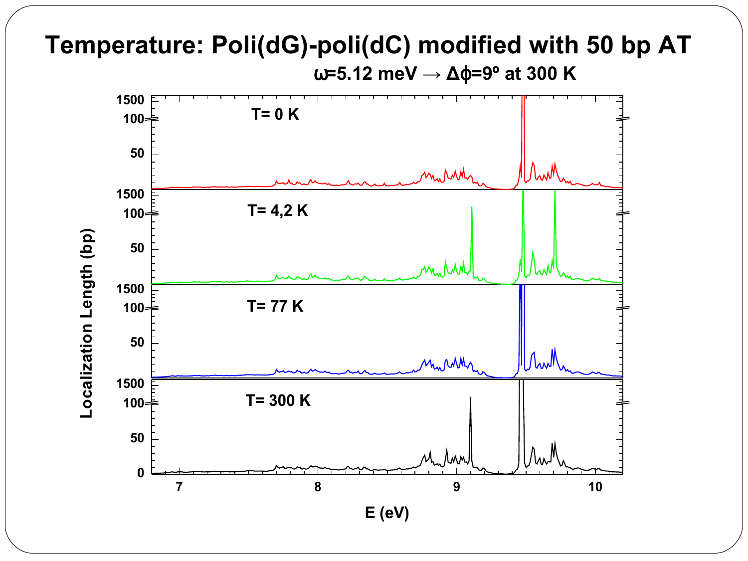# Temperature: Poli(dG)-poli(dC) modified with 50 bp AT

$\omega$=5.12 meV → $\Delta\phi$=9º at 300 K

T= 0 K

T= 4,2 K

T= 77 K

T= 300 K

Localization Length (bp)

1500
100
50
0

7
8
9
10

E (eV)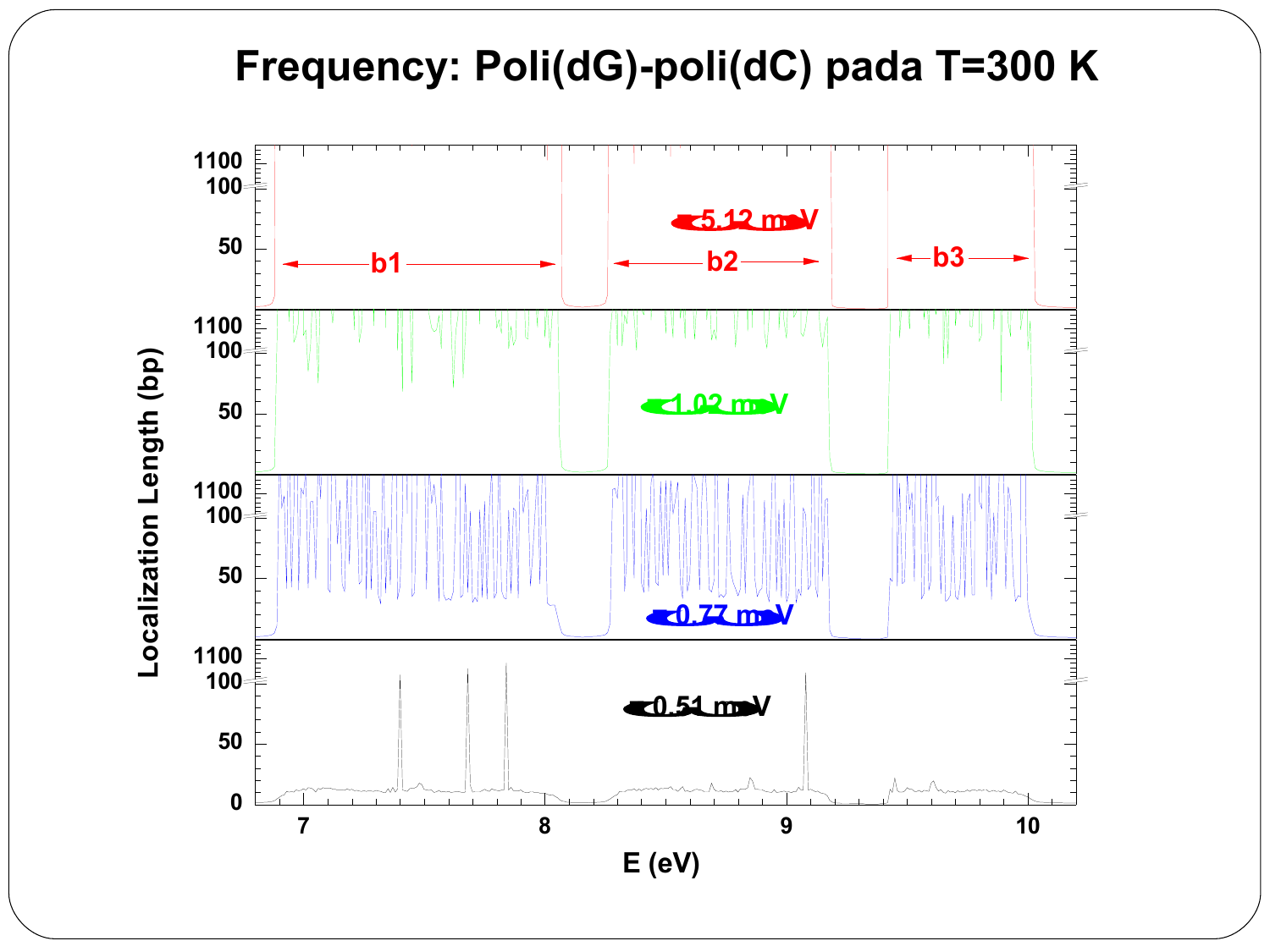# Frequency: Poli(dG)-poli(dC) pada T=300 K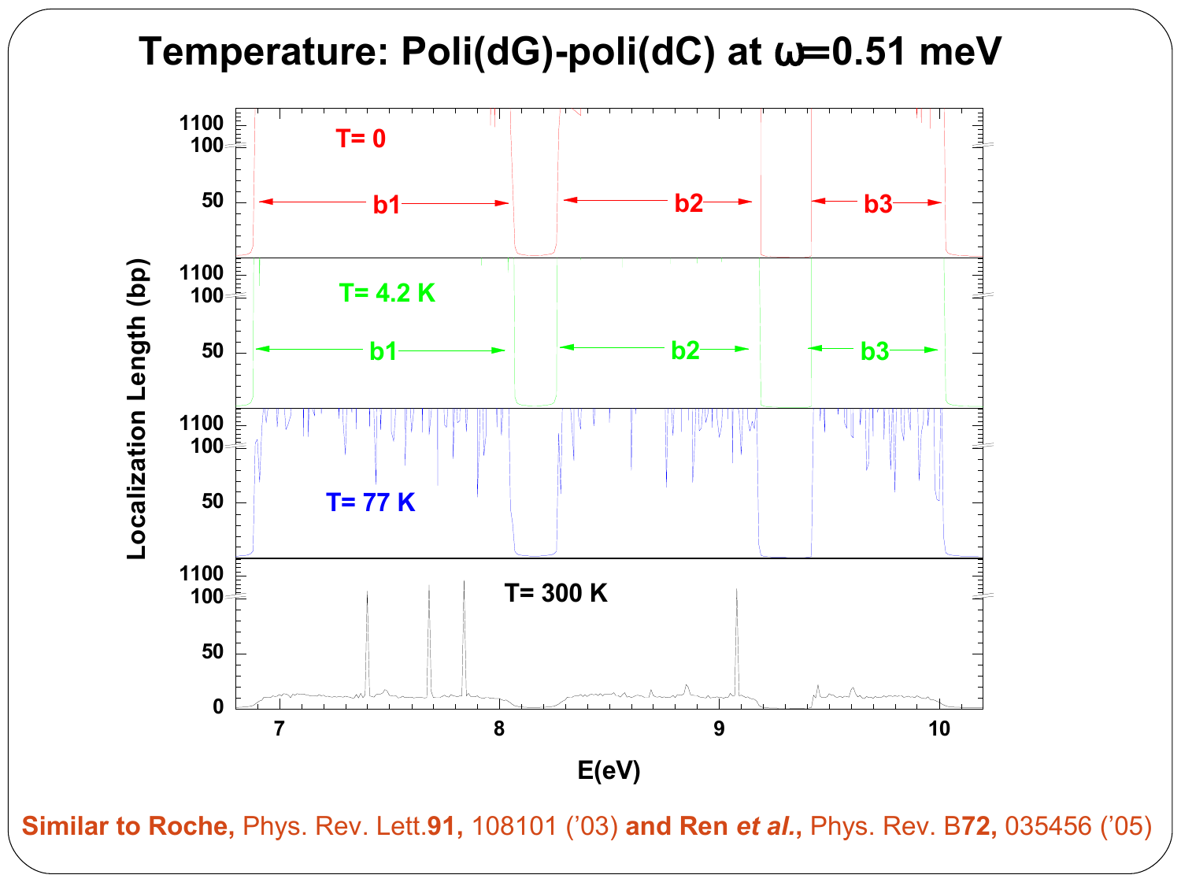# Temperature: Poli(dG)-poli(dC) at $\omega$=0.51 meV

Localization Length (bp)

T= 0

b1

b2

b3

T= 4.2 K

b1

b2

b3

T= 77 K

T= 300 K

1100

100

50

0

7

8

9

10

E(eV)

**Similar to Roche,** Phys. Rev. Lett.**91,** 108101 ('03) **and Ren *et al.*,** Phys. Rev. B**72,** 035456 ('05)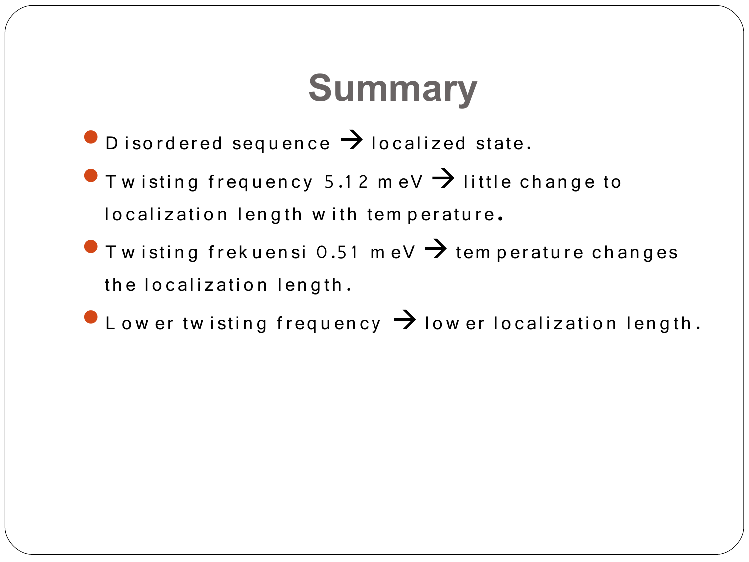# Summary

- Disordered sequence → localized state.
- Twisting frequency 5.12 meV → little change to localization length with temperature.
- Twisting frekuensi 0.51 meV → temperature changes the localization length.
- Lower twisting frequency → lower localization length.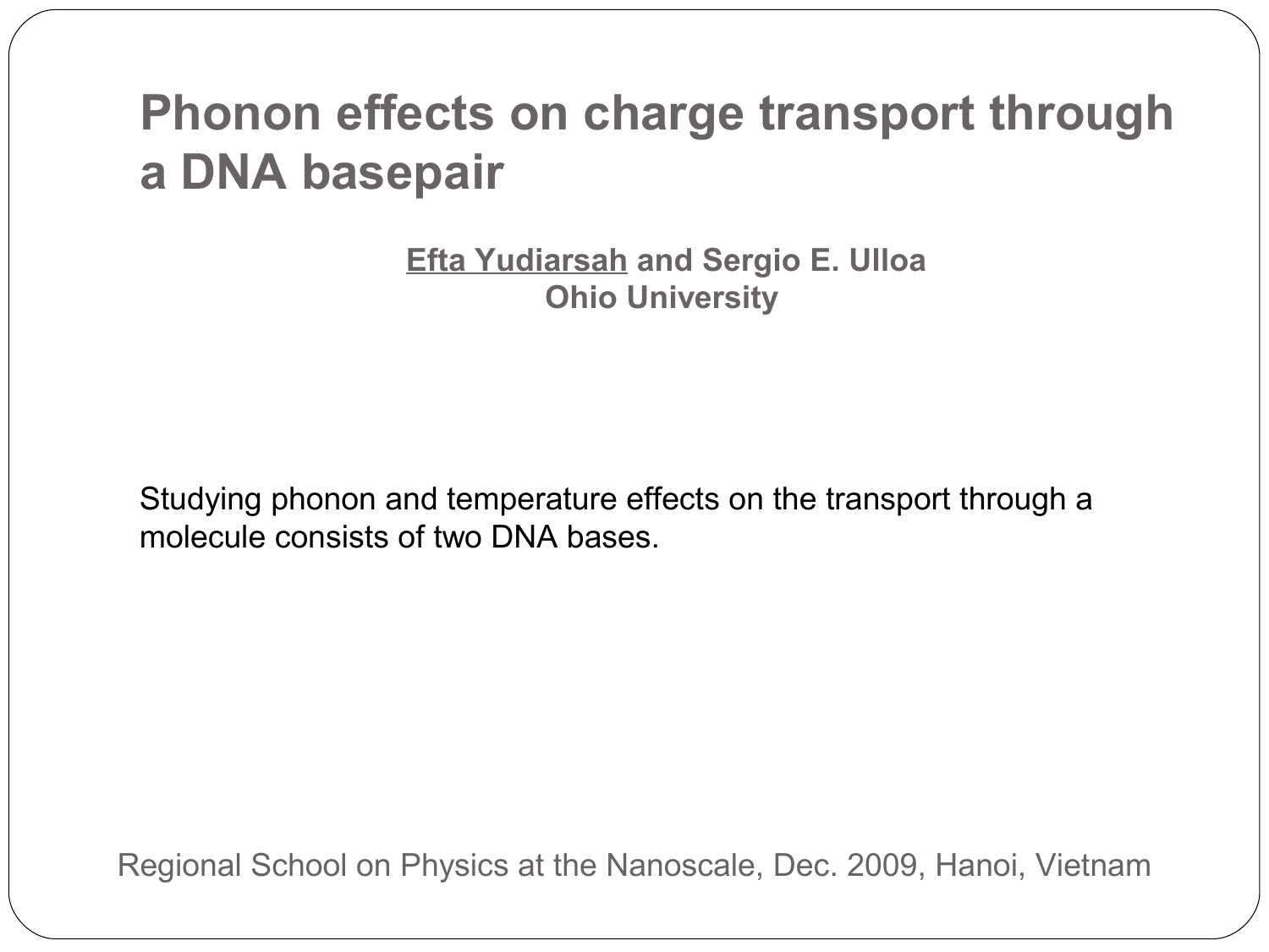# Phonon effects on charge transport through a DNA basepair

**Efta Yudiarsah and Sergio E. Ulloa**
**Ohio University**

Studying phonon and temperature effects on the transport through a molecule consists of two DNA bases.

Regional School on Physics at the Nanoscale, Dec. 2009, Hanoi, Vietnam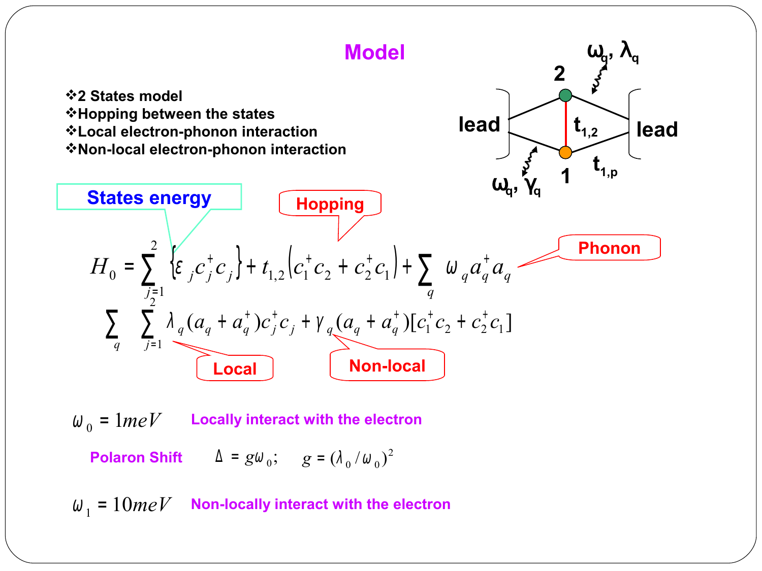# Model

- 2 States model
- Hopping between the states
- Local electron-phonon interaction
- Non-local electron-phonon interaction

lead

lead

2

1

$t_{1,2}$

$t_{1,p}$

$\omega_q, \lambda_q$

$\omega_q, \gamma_q$

States energy

Hopping

Phonon

$$H_0 = \sum_{j=1}^{2} \left\{ \varepsilon_j c_j^+ c_j \right\} + t_{1,2}\left( c_1^+ c_2 + c_2^+ c_1 \right) + \sum_q \omega_q a_q^+ a_q$$

$$\sum_q \sum_{j=1}^{2} \lambda_q (a_q + a_q^+) c_j^+ c_j + \gamma_q (a_q + a_q^+)[c_1^+ c_2 + c_2^+ c_1]$$

Local

Non-local

$\omega_0 = 1meV$ **Locally interact with the electron**

**Polaron Shift** $\Delta = g\omega_0; \quad g = (\lambda_0 / \omega_0)^2$

$\omega_1 = 10meV$ **Non-locally interact with the electron**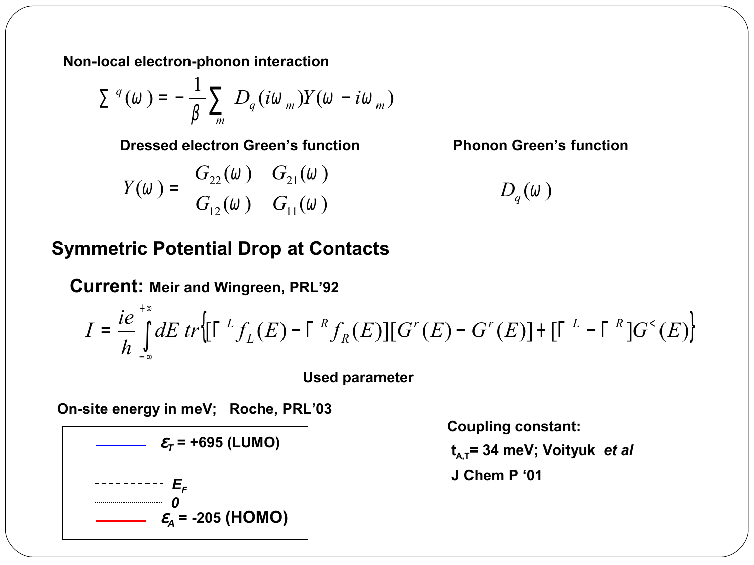**Non-local electron-phonon interaction**

$$\Sigma^{q}(\omega) = -\frac{1}{\beta}\sum_{m} D_q(i\omega_m) Y(\omega - i\omega_m)$$

**Dressed electron Green's function**

$$Y(\omega) = \begin{matrix} G_{22}(\omega) & G_{21}(\omega) \\ G_{12}(\omega) & G_{11}(\omega) \end{matrix}$$

**Phonon Green's function**

$$D_q(\omega)$$

## Symmetric Potential Drop at Contacts

**Current:** **Meir and Wingreen, PRL'92**

$$I = \frac{ie}{h}\int_{-\infty}^{+\infty} dE \, tr\left\{[\Gamma^{L} f_L(E) - \Gamma^{R} f_R(E)][G^{r}(E) - G^{r}(E)] + [\Gamma^{L} - \Gamma^{R}]G^{<}(E)\right\}$$

**Used parameter**

**On-site energy in meV; Roche, PRL'03**

- $\varepsilon_T$ = +695 (LUMO)
- $E_F$
- 0
- $\varepsilon_A$ = -205 (HOMO)

**Coupling constant:**

**$t_{A,T}$= 34 meV; Voityuk *et al* J Chem P '01**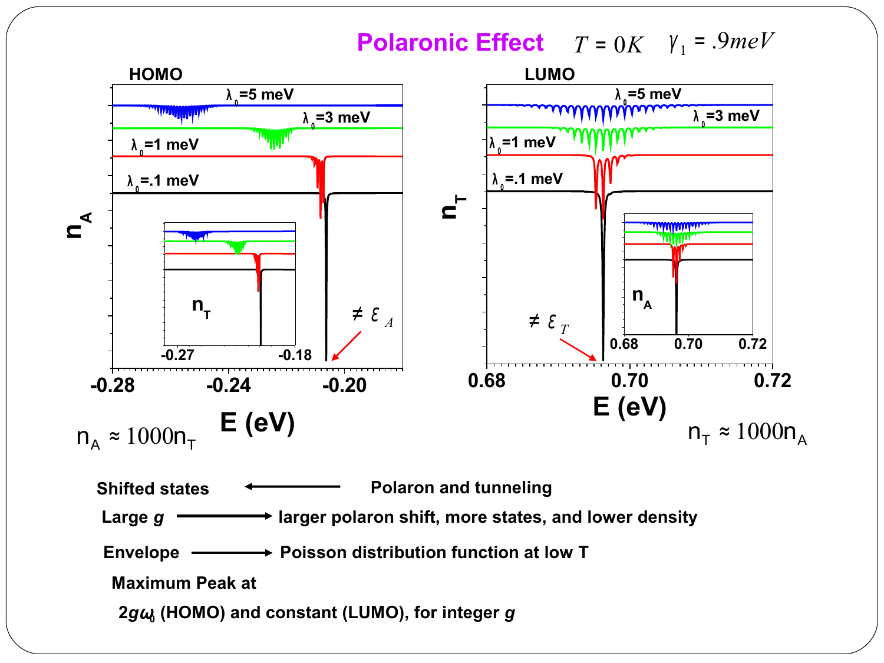# Polaronic Effect

$T = 0K \quad \gamma_1 = .9meV$

HOMO

$\lambda_0$=5 meV

$\lambda_0$=3 meV

$\lambda_0$=1 meV

$\lambda_0$=.1 meV

$n_A$

$n_T$

-0.27

-0.18

$\neq \varepsilon_A$

-0.28

-0.24

-0.20

E (eV)

$n_A \approx 1000 n_T$

LUMO

$\lambda_0$=5 meV

$\lambda_0$=3 meV

$\lambda_0$=1 meV

$\lambda_0$=.1 meV

$n_T$

$n_A$

0.68

0.70

0.72

$\neq \varepsilon_T$

0.68

0.70

0.72

E (eV)

$n_T \approx 1000 n_A$

**Shifted states** ← **Polaron and tunneling**

**Large *g*** → **larger polaron shift, more states, and lower density**

**Envelope** → **Poisson distribution function at low T**

**Maximum Peak at**

**$2g\omega_0$ (HOMO) and constant (LUMO), for integer *g***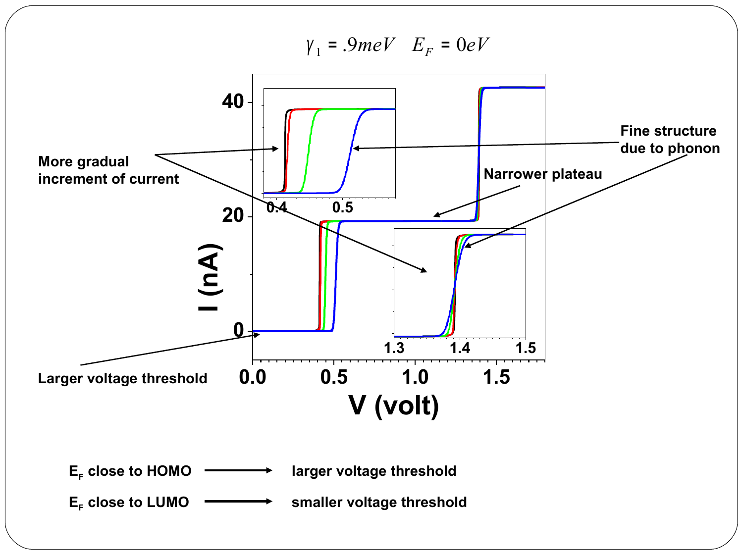$\gamma_1 = .9meV \quad E_F = 0eV$

More gradual increment of current

Fine structure due to phonon

Narrower plateau

Larger voltage threshold

I (nA)

V (volt)

$E_F$ close to HOMO ⟶ larger voltage threshold

$E_F$ close to LUMO ⟶ smaller voltage threshold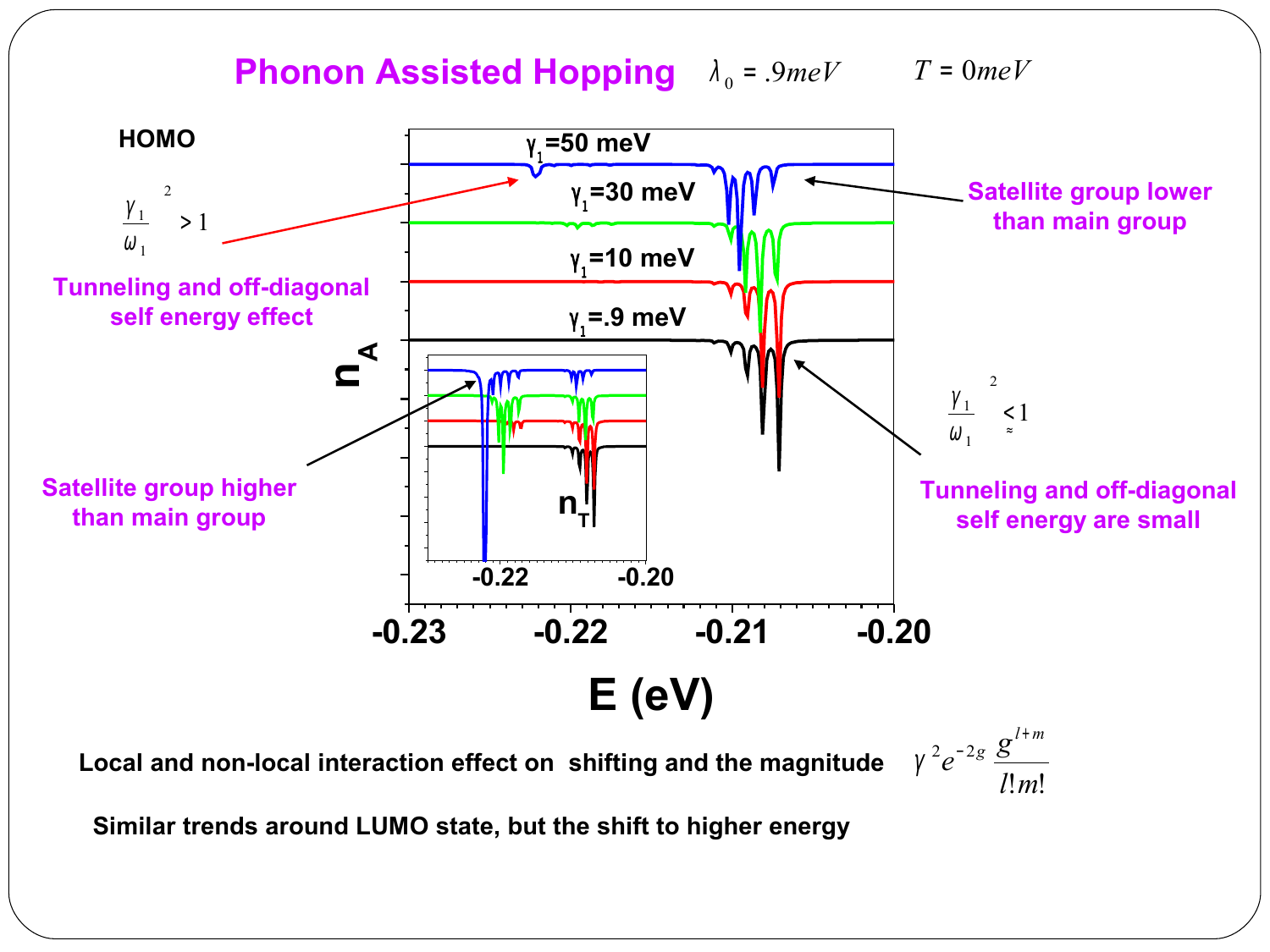# Phonon Assisted Hopping

$\lambda_0 = .9meV$ $T = 0meV$

**HOMO**

$\left(\frac{\gamma_1}{\omega_1}\right)^2 > 1$

Tunneling and off-diagonal self energy effect

Satellite group higher than main group

$\gamma_1$=50 meV

$\gamma_1$=30 meV

$\gamma_1$=10 meV

$\gamma_1$=.9 meV

$n_A$

$n_T$

Satellite group lower than main group

$\left(\frac{\gamma_1}{\omega_1}\right)^2 \lesssim 1$

Tunneling and off-diagonal self energy are small

E (eV)

**Local and non-local interaction effect on shifting and the magnitude** $\gamma^2 e^{-2g} \frac{g^{l+m}}{l!m!}$

**Similar trends around LUMO state, but the shift to higher energy**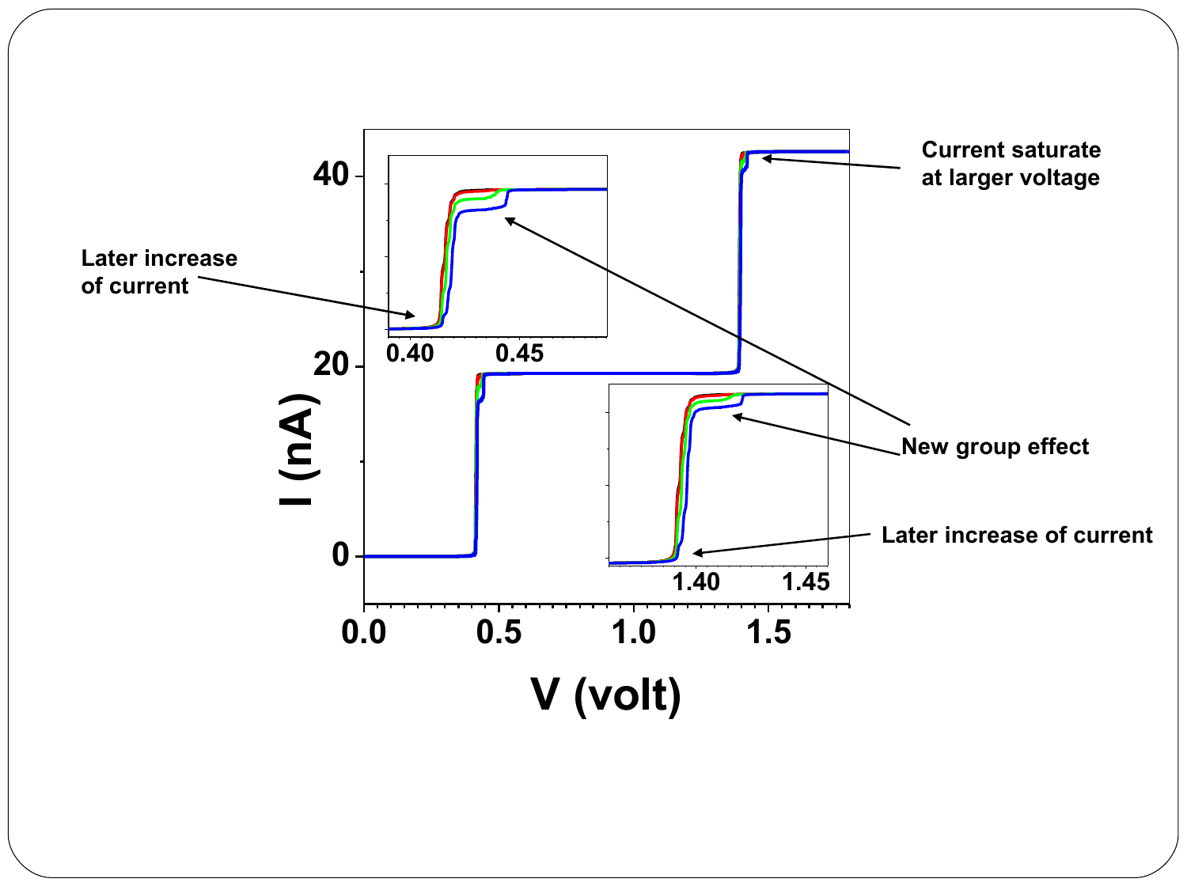Later increase of current

New group effect

Current saturate at larger voltage

Later increase of current

I (nA)

V (volt)

0

20

40

0.0

0.5

1.0

1.5

0.40

0.45

1.40

1.45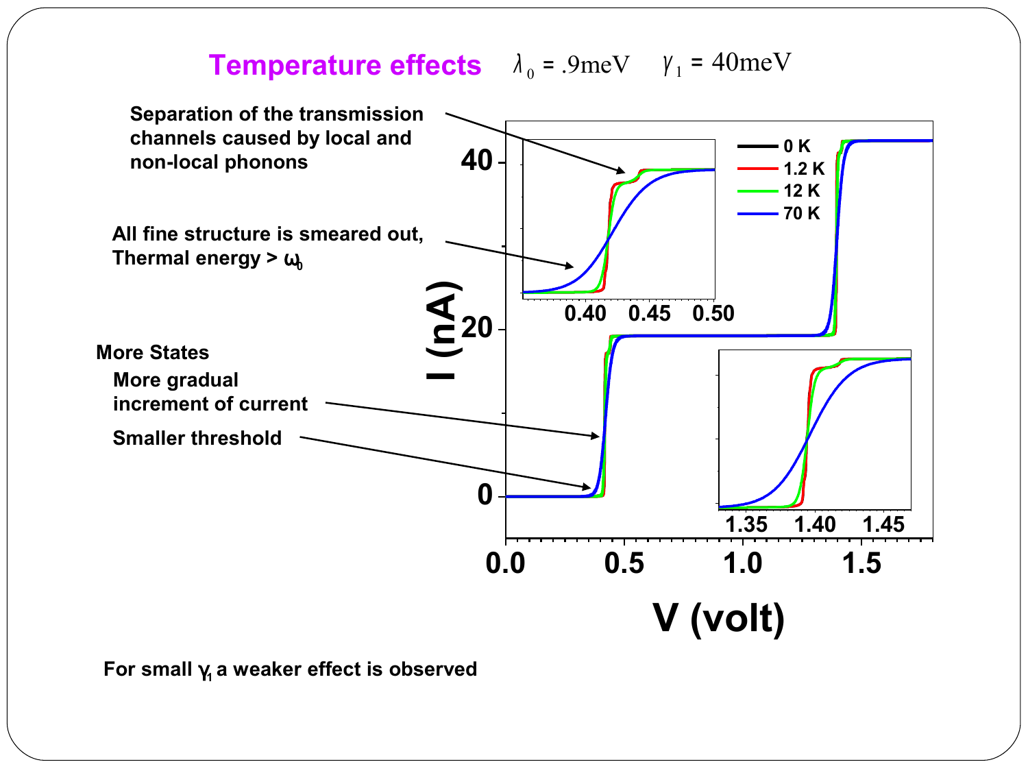# Temperature effects

$\lambda_0$ = .9meV $\gamma_1$ = 40meV

Separation of the transmission channels caused by local and non-local phonons

All fine structure is smeared out, Thermal energy > $\omega_0$

More States

More gradual increment of current

Smaller threshold

0 K
1.2 K
12 K
70 K

I (nA)

0
20
40

V (volt)

0.0
0.5
1.0
1.5

0.40
0.45
0.50

1.35
1.40
1.45

For small $\gamma_1$ a weaker effect is observed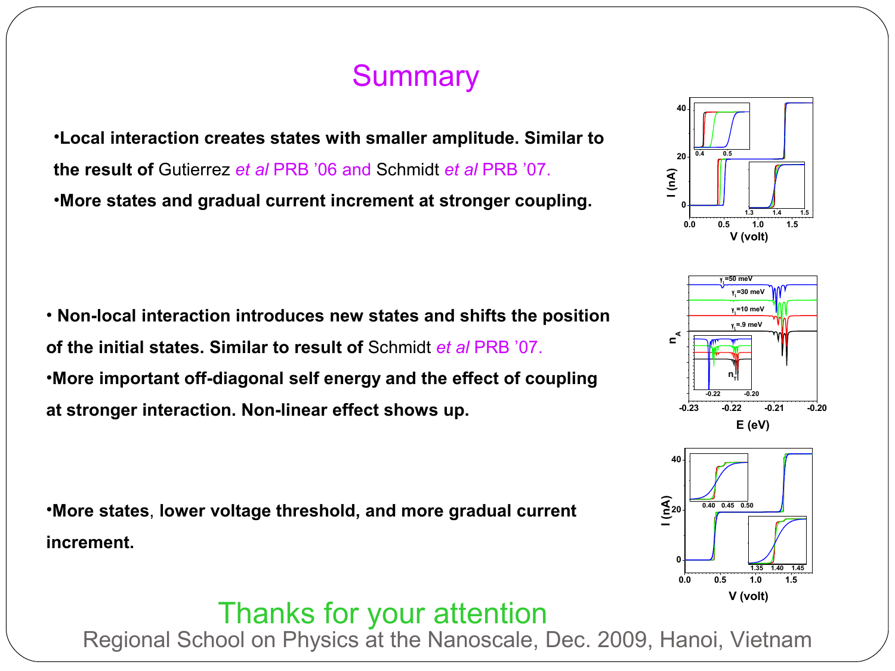# Summary

•**Local interaction creates states with smaller amplitude. Similar to the result of** Gutierrez *et al* PRB '06 and Schmidt *et al* PRB '07.

•**More states and gradual current increment at stronger coupling.**

I (nA)
40
20
0
0.0 0.5 1.0 1.5
V (volt)
0.4 0.5
1.3 1.4 1.5

• **Non-local interaction introduces new states and shifts the position of the initial states. Similar to result of** Schmidt *et al* PRB '07.

•**More important off-diagonal self energy and the effect of coupling at stronger interaction. Non-linear effect shows up.**

$\gamma_1$=50 meV
$\gamma_1$=30 meV
$\gamma_1$=10 meV
$\gamma_1$=.9 meV
$n_A$
$n_T$
-0.22 -0.20
-0.23 -0.22 -0.21 -0.20
E (eV)

•**More states**, **lower voltage threshold, and more gradual current increment.**

I (nA)
40
20
0
0.0 0.5 1.0 1.5
V (volt)
0.40 0.45 0.50
1.35 1.40 1.45

Thanks for your attention

Regional School on Physics at the Nanoscale, Dec. 2009, Hanoi, Vietnam